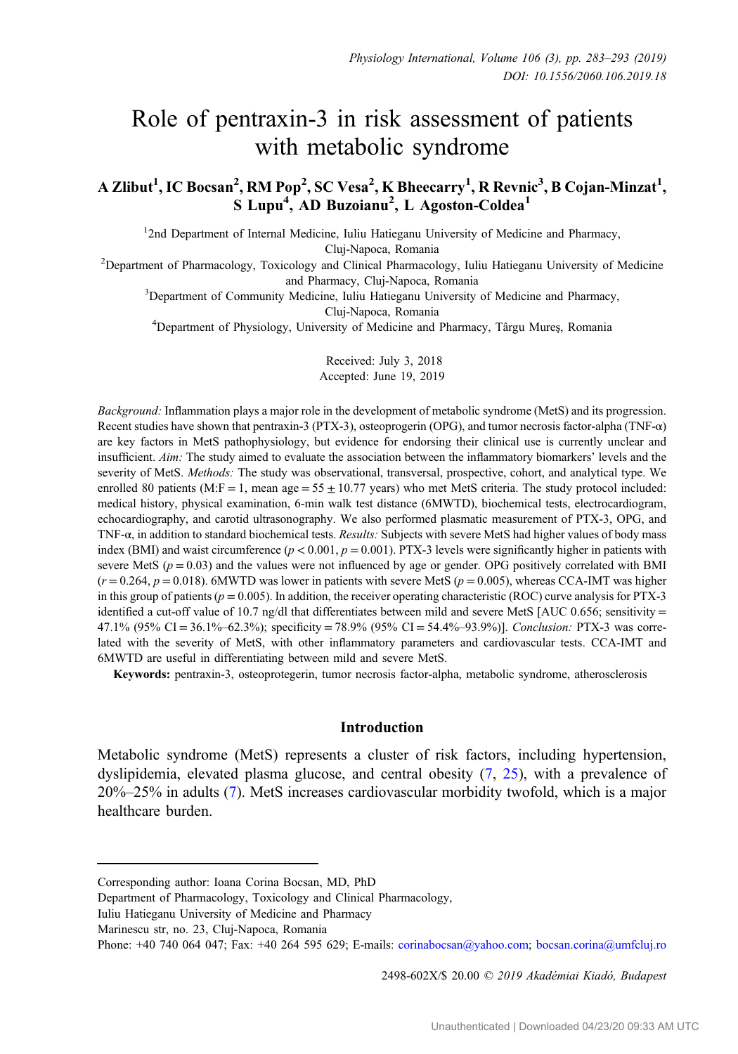# Role of pentraxin-3 in risk assessment of patients with metabolic syndrome

**A Zlibut[1], IC Bocsan[2], RM Pop[2], SC Vesa[2], K Bheecarry[1], R Revnic[3], B Cojan-Minzat[1], S Lupu[4], AD Buzoianu[2], L Agoston-Coldea[1]**

[1]2nd Department of Internal Medicine, Iuliu Hatieganu University of Medicine and Pharmacy, Cluj-Napoca, Romania

[2]Department of Pharmacology, Toxicology and Clinical Pharmacology, Iuliu Hatieganu University of Medicine and Pharmacy, Cluj-Napoca, Romania

[3]Department of Community Medicine, Iuliu Hatieganu University of Medicine and Pharmacy, Cluj-Napoca, Romania

[4]Department of Physiology, University of Medicine and Pharmacy, Târgu Mureş, Romania

Received: July 3, 2018
Accepted: June 19, 2019

*Background:* Inflammation plays a major role in the development of metabolic syndrome (MetS) and its progression. Recent studies have shown that pentraxin-3 (PTX-3), osteoprogerin (OPG), and tumor necrosis factor-alpha (TNF-α) are key factors in MetS pathophysiology, but evidence for endorsing their clinical use is currently unclear and insufficient. *Aim:* The study aimed to evaluate the association between the inflammatory biomarkers' levels and the severity of MetS. *Methods:* The study was observational, transversal, prospective, cohort, and analytical type. We enrolled 80 patients (M:F = 1, mean age = 55 ± 10.77 years) who met MetS criteria. The study protocol included: medical history, physical examination, 6-min walk test distance (6MWTD), biochemical tests, electrocardiogram, echocardiography, and carotid ultrasonography. We also performed plasmatic measurement of PTX-3, OPG, and TNF-α, in addition to standard biochemical tests. *Results:* Subjects with severe MetS had higher values of body mass index (BMI) and waist circumference ($p < 0.001$, $p = 0.001$). PTX-3 levels were significantly higher in patients with severe MetS ($p = 0.03$) and the values were not influenced by age or gender. OPG positively correlated with BMI ($r = 0.264$, $p = 0.018$). 6MWTD was lower in patients with severe MetS ($p = 0.005$), whereas CCA-IMT was higher in this group of patients ($p = 0.005$). In addition, the receiver operating characteristic (ROC) curve analysis for PTX-3 identified a cut-off value of 10.7 ng/dl that differentiates between mild and severe MetS [AUC 0.656; sensitivity = 47.1% (95% CI = 36.1%–62.3%); specificity = 78.9% (95% CI = 54.4%–93.9%)]. *Conclusion:* PTX-3 was correlated with the severity of MetS, with other inflammatory parameters and cardiovascular tests. CCA-IMT and 6MWTD are useful in differentiating between mild and severe MetS.

**Keywords:** pentraxin-3, osteoprotegerin, tumor necrosis factor-alpha, metabolic syndrome, atherosclerosis

## Introduction

Metabolic syndrome (MetS) represents a cluster of risk factors, including hypertension, dyslipidemia, elevated plasma glucose, and central obesity (7, 25), with a prevalence of 20%–25% in adults (7). MetS increases cardiovascular morbidity twofold, which is a major healthcare burden.

---

Corresponding author: Ioana Corina Bocsan, MD, PhD
Department of Pharmacology, Toxicology and Clinical Pharmacology,
Iuliu Hatieganu University of Medicine and Pharmacy
Marinescu str, no. 23, Cluj-Napoca, Romania
Phone: +40 740 064 047; Fax: +40 264 595 629; E-mails: corinabocsan@yahoo.com; bocsan.corina@umfcluj.ro

2498-602X/$ 20.00 © 2019 Akadémiai Kiadó, Budapest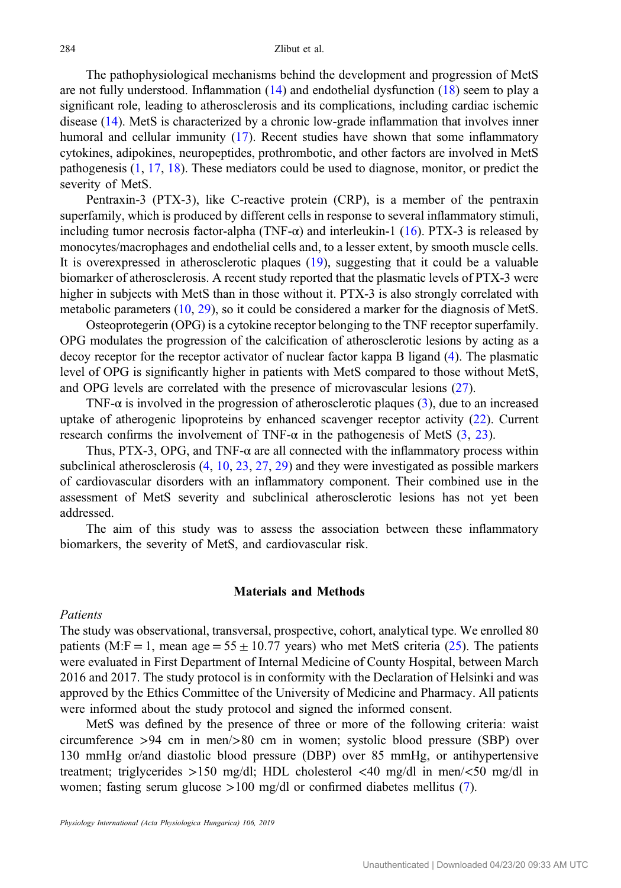The pathophysiological mechanisms behind the development and progression of MetS are not fully understood. Inflammation (14) and endothelial dysfunction (18) seem to play a significant role, leading to atherosclerosis and its complications, including cardiac ischemic disease (14). MetS is characterized by a chronic low-grade inflammation that involves inner humoral and cellular immunity (17). Recent studies have shown that some inflammatory cytokines, adipokines, neuropeptides, prothrombotic, and other factors are involved in MetS pathogenesis (1, 17, 18). These mediators could be used to diagnose, monitor, or predict the severity of MetS.

Pentraxin-3 (PTX-3), like C-reactive protein (CRP), is a member of the pentraxin superfamily, which is produced by different cells in response to several inflammatory stimuli, including tumor necrosis factor-alpha (TNF-α) and interleukin-1 (16). PTX-3 is released by monocytes/macrophages and endothelial cells and, to a lesser extent, by smooth muscle cells. It is overexpressed in atherosclerotic plaques (19), suggesting that it could be a valuable biomarker of atherosclerosis. A recent study reported that the plasmatic levels of PTX-3 were higher in subjects with MetS than in those without it. PTX-3 is also strongly correlated with metabolic parameters (10, 29), so it could be considered a marker for the diagnosis of MetS.

Osteoprotegerin (OPG) is a cytokine receptor belonging to the TNF receptor superfamily. OPG modulates the progression of the calcification of atherosclerotic lesions by acting as a decoy receptor for the receptor activator of nuclear factor kappa B ligand (4). The plasmatic level of OPG is significantly higher in patients with MetS compared to those without MetS, and OPG levels are correlated with the presence of microvascular lesions (27).

TNF-α is involved in the progression of atherosclerotic plaques (3), due to an increased uptake of atherogenic lipoproteins by enhanced scavenger receptor activity (22). Current research confirms the involvement of TNF-α in the pathogenesis of MetS (3, 23).

Thus, PTX-3, OPG, and TNF-α are all connected with the inflammatory process within subclinical atherosclerosis (4, 10, 23, 27, 29) and they were investigated as possible markers of cardiovascular disorders with an inflammatory component. Their combined use in the assessment of MetS severity and subclinical atherosclerotic lesions has not yet been addressed.

The aim of this study was to assess the association between these inflammatory biomarkers, the severity of MetS, and cardiovascular risk.

## Materials and Methods

### *Patients*

The study was observational, transversal, prospective, cohort, analytical type. We enrolled 80 patients (M:F = 1, mean age = 55 ± 10.77 years) who met MetS criteria (25). The patients were evaluated in First Department of Internal Medicine of County Hospital, between March 2016 and 2017. The study protocol is in conformity with the Declaration of Helsinki and was approved by the Ethics Committee of the University of Medicine and Pharmacy. All patients were informed about the study protocol and signed the informed consent.

MetS was defined by the presence of three or more of the following criteria: waist circumference >94 cm in men/>80 cm in women; systolic blood pressure (SBP) over 130 mmHg or/and diastolic blood pressure (DBP) over 85 mmHg, or antihypertensive treatment; triglycerides >150 mg/dl; HDL cholesterol <40 mg/dl in men/<50 mg/dl in women; fasting serum glucose >100 mg/dl or confirmed diabetes mellitus (7).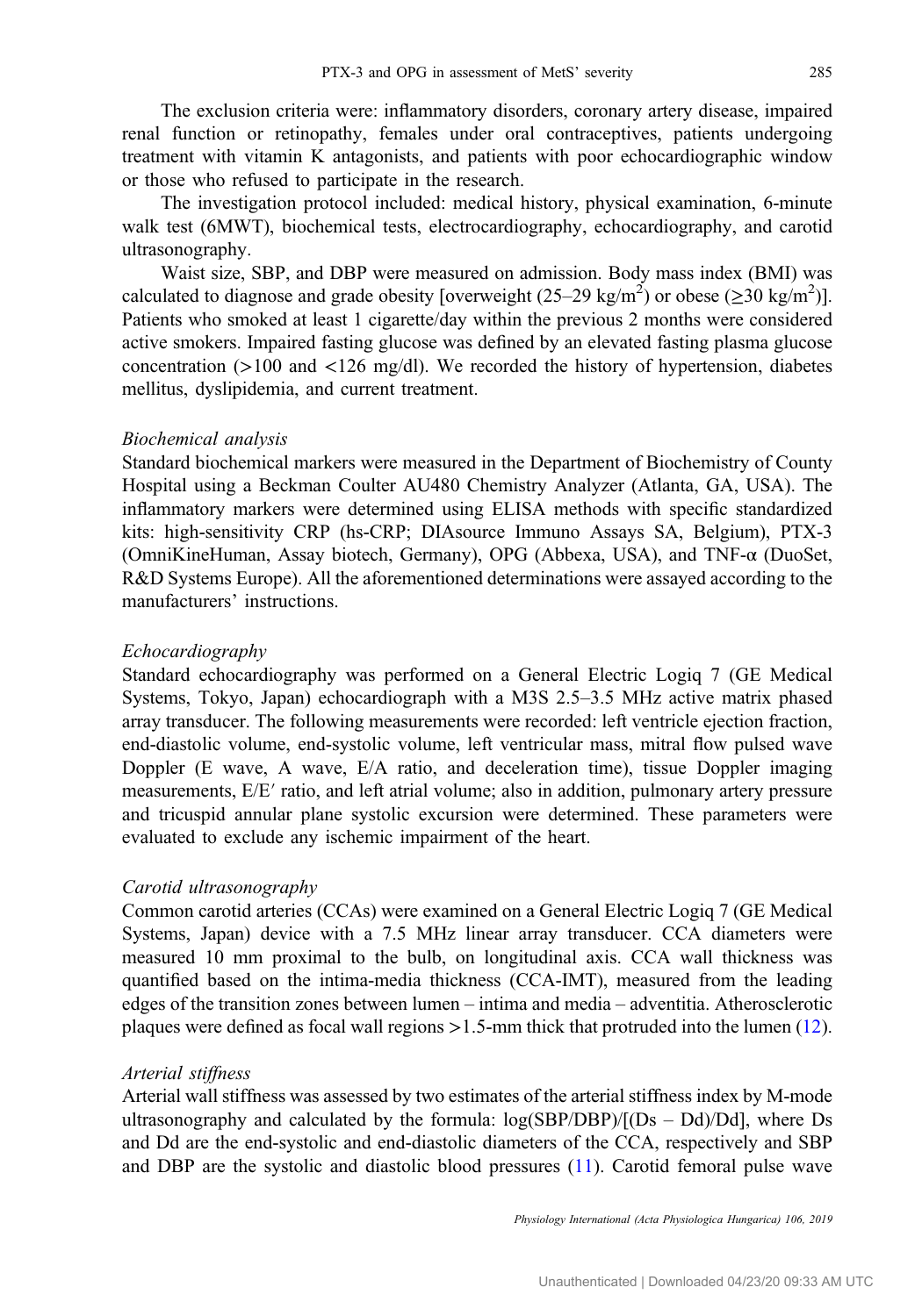The exclusion criteria were: inflammatory disorders, coronary artery disease, impaired renal function or retinopathy, females under oral contraceptives, patients undergoing treatment with vitamin K antagonists, and patients with poor echocardiographic window or those who refused to participate in the research.

The investigation protocol included: medical history, physical examination, 6-minute walk test (6MWT), biochemical tests, electrocardiography, echocardiography, and carotid ultrasonography.

Waist size, SBP, and DBP were measured on admission. Body mass index (BMI) was calculated to diagnose and grade obesity [overweight (25–29 kg/m$^2$) or obese (≥30 kg/m$^2$)]. Patients who smoked at least 1 cigarette/day within the previous 2 months were considered active smokers. Impaired fasting glucose was defined by an elevated fasting plasma glucose concentration (>100 and <126 mg/dl). We recorded the history of hypertension, diabetes mellitus, dyslipidemia, and current treatment.

### *Biochemical analysis*

Standard biochemical markers were measured in the Department of Biochemistry of County Hospital using a Beckman Coulter AU480 Chemistry Analyzer (Atlanta, GA, USA). The inflammatory markers were determined using ELISA methods with specific standardized kits: high-sensitivity CRP (hs-CRP; DIAsource Immuno Assays SA, Belgium), PTX-3 (OmniKineHuman, Assay biotech, Germany), OPG (Abbexa, USA), and TNF-α (DuoSet, R&D Systems Europe). All the aforementioned determinations were assayed according to the manufacturers' instructions.

### *Echocardiography*

Standard echocardiography was performed on a General Electric Logiq 7 (GE Medical Systems, Tokyo, Japan) echocardiograph with a M3S 2.5–3.5 MHz active matrix phased array transducer. The following measurements were recorded: left ventricle ejection fraction, end-diastolic volume, end-systolic volume, left ventricular mass, mitral flow pulsed wave Doppler (E wave, A wave, E/A ratio, and deceleration time), tissue Doppler imaging measurements, E/E′ ratio, and left atrial volume; also in addition, pulmonary artery pressure and tricuspid annular plane systolic excursion were determined. These parameters were evaluated to exclude any ischemic impairment of the heart.

### *Carotid ultrasonography*

Common carotid arteries (CCAs) were examined on a General Electric Logiq 7 (GE Medical Systems, Japan) device with a 7.5 MHz linear array transducer. CCA diameters were measured 10 mm proximal to the bulb, on longitudinal axis. CCA wall thickness was quantified based on the intima-media thickness (CCA-IMT), measured from the leading edges of the transition zones between lumen – intima and media – adventitia. Atherosclerotic plaques were defined as focal wall regions >1.5-mm thick that protruded into the lumen (12).

### *Arterial stiffness*

Arterial wall stiffness was assessed by two estimates of the arterial stiffness index by M-mode ultrasonography and calculated by the formula: $\log(SBP/DBP)/[(D_s - D_d)/D_d]$, where Ds and Dd are the end-systolic and end-diastolic diameters of the CCA, respectively and SBP and DBP are the systolic and diastolic blood pressures (11). Carotid femoral pulse wave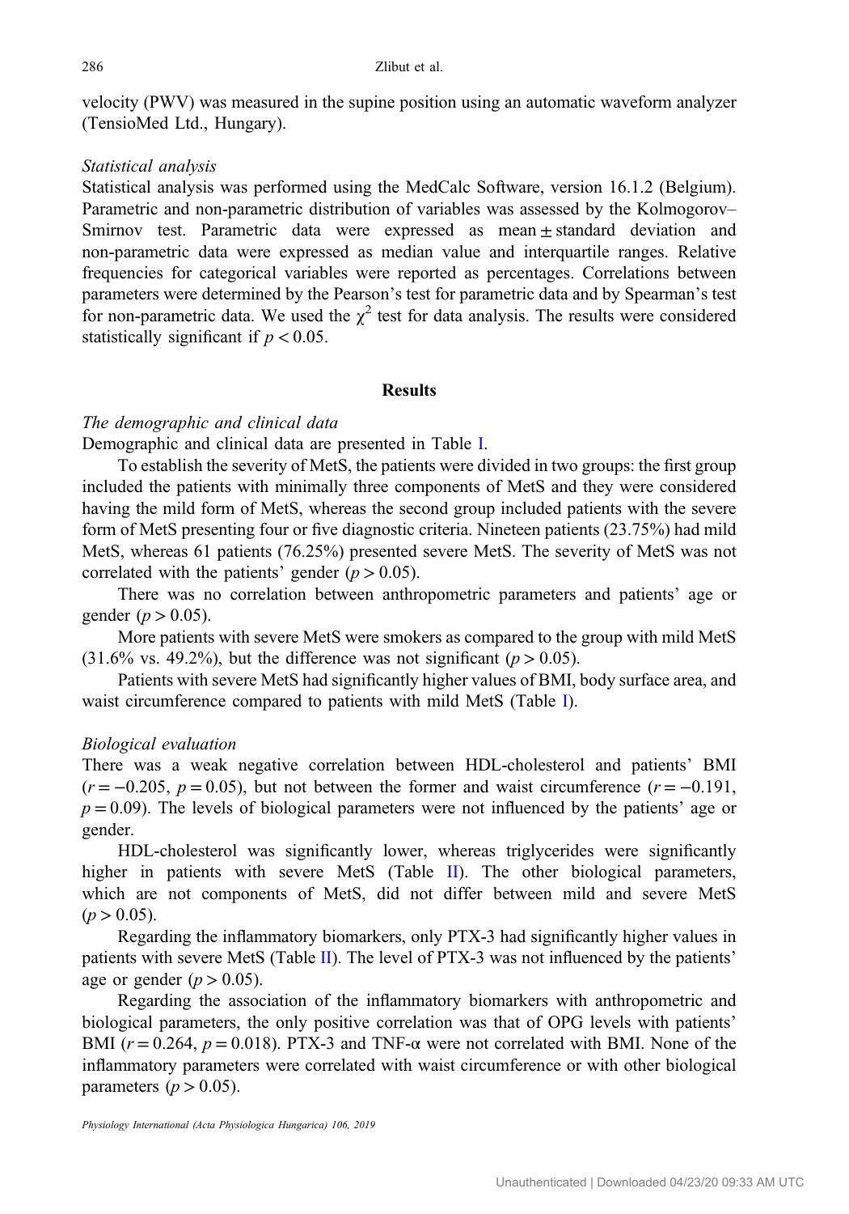velocity (PWV) was measured in the supine position using an automatic waveform analyzer (TensioMed Ltd., Hungary).

*Statistical analysis*

Statistical analysis was performed using the MedCalc Software, version 16.1.2 (Belgium). Parametric and non-parametric distribution of variables was assessed by the Kolmogorov–Smirnov test. Parametric data were expressed as mean ± standard deviation and non-parametric data were expressed as median value and interquartile ranges. Relative frequencies for categorical variables were reported as percentages. Correlations between parameters were determined by the Pearson's test for parametric data and by Spearman's test for non-parametric data. We used the $\chi^2$ test for data analysis. The results were considered statistically significant if $p < 0.05$.

## Results

*The demographic and clinical data*

Demographic and clinical data are presented in Table I.

To establish the severity of MetS, the patients were divided in two groups: the first group included the patients with minimally three components of MetS and they were considered having the mild form of MetS, whereas the second group included patients with the severe form of MetS presenting four or five diagnostic criteria. Nineteen patients (23.75%) had mild MetS, whereas 61 patients (76.25%) presented severe MetS. The severity of MetS was not correlated with the patients' gender ($p > 0.05$).

There was no correlation between anthropometric parameters and patients' age or gender ($p > 0.05$).

More patients with severe MetS were smokers as compared to the group with mild MetS (31.6% vs. 49.2%), but the difference was not significant ($p > 0.05$).

Patients with severe MetS had significantly higher values of BMI, body surface area, and waist circumference compared to patients with mild MetS (Table I).

*Biological evaluation*

There was a weak negative correlation between HDL-cholesterol and patients' BMI ($r = -0.205$, $p = 0.05$), but not between the former and waist circumference ($r = -0.191$, $p = 0.09$). The levels of biological parameters were not influenced by the patients' age or gender.

HDL-cholesterol was significantly lower, whereas triglycerides were significantly higher in patients with severe MetS (Table II). The other biological parameters, which are not components of MetS, did not differ between mild and severe MetS ($p > 0.05$).

Regarding the inflammatory biomarkers, only PTX-3 had significantly higher values in patients with severe MetS (Table II). The level of PTX-3 was not influenced by the patients' age or gender ($p > 0.05$).

Regarding the association of the inflammatory biomarkers with anthropometric and biological parameters, the only positive correlation was that of OPG levels with patients' BMI ($r = 0.264$, $p = 0.018$). PTX-3 and TNF-α were not correlated with BMI. None of the inflammatory parameters were correlated with waist circumference or with other biological parameters ($p > 0.05$).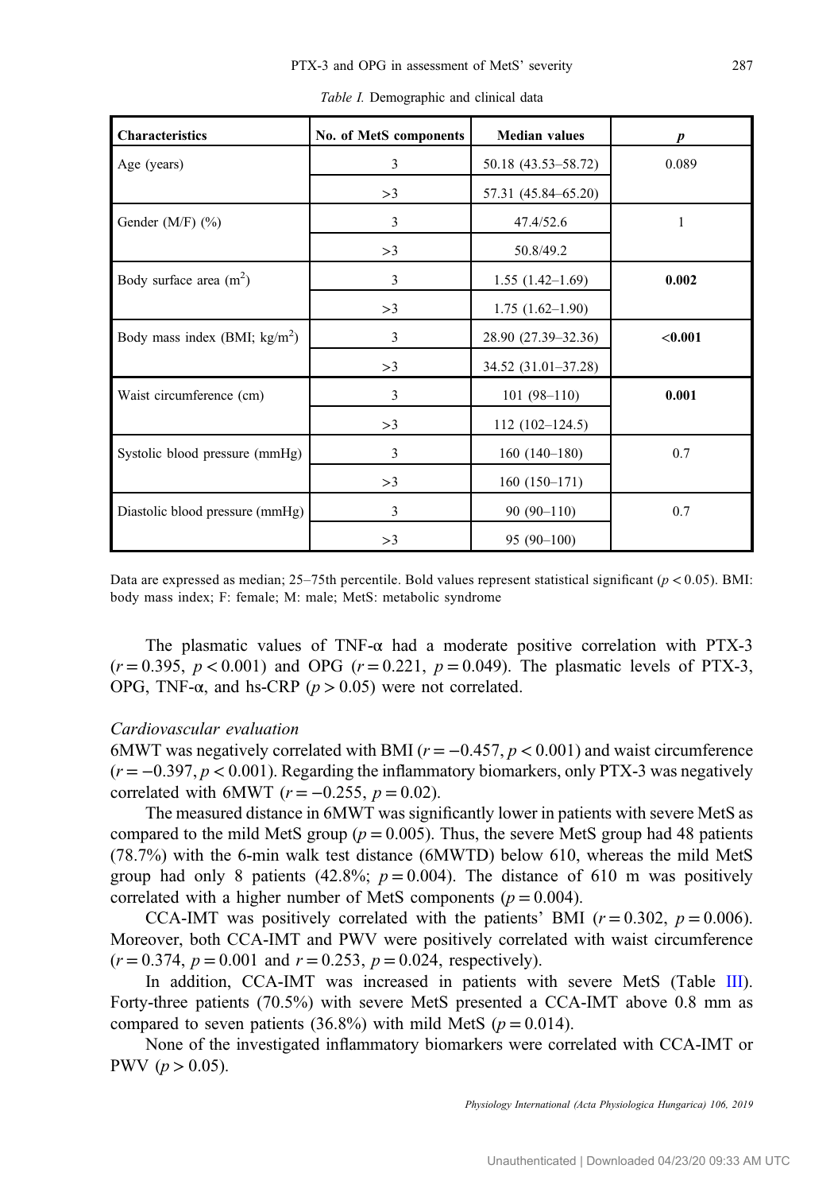*Table I.* Demographic and clinical data

| Characteristics | No. of MetS components | Median values | *p* |
|---|---|---|---|
| Age (years) | 3 | 50.18 (43.53–58.72) | 0.089 |
| | >3 | 57.31 (45.84–65.20) | |
| Gender (M/F) (%) | 3 | 47.4/52.6 | 1 |
| | >3 | 50.8/49.2 | |
| Body surface area ($m^2$) | 3 | 1.55 (1.42–1.69) | **0.002** |
| | >3 | 1.75 (1.62–1.90) | |
| Body mass index (BMI; $kg/m^2$) | 3 | 28.90 (27.39–32.36) | **<0.001** |
| | >3 | 34.52 (31.01–37.28) | |
| Waist circumference (cm) | 3 | 101 (98–110) | **0.001** |
| | >3 | 112 (102–124.5) | |
| Systolic blood pressure (mmHg) | 3 | 160 (140–180) | 0.7 |
| | >3 | 160 (150–171) | |
| Diastolic blood pressure (mmHg) | 3 | 90 (90–110) | 0.7 |
| | >3 | 95 (90–100) | |

Data are expressed as median; 25–75th percentile. Bold values represent statistical significant ($p < 0.05$). BMI: body mass index; F: female; M: male; MetS: metabolic syndrome

The plasmatic values of TNF-α had a moderate positive correlation with PTX-3 ($r = 0.395$, $p < 0.001$) and OPG ($r = 0.221$, $p = 0.049$). The plasmatic levels of PTX-3, OPG, TNF-α, and hs-CRP ($p > 0.05$) were not correlated.

### *Cardiovascular evaluation*

6MWT was negatively correlated with BMI ($r = -0.457$, $p < 0.001$) and waist circumference ($r = -0.397$, $p < 0.001$). Regarding the inflammatory biomarkers, only PTX-3 was negatively correlated with 6MWT ($r = -0.255$, $p = 0.02$).

The measured distance in 6MWT was significantly lower in patients with severe MetS as compared to the mild MetS group ($p = 0.005$). Thus, the severe MetS group had 48 patients (78.7%) with the 6-min walk test distance (6MWTD) below 610, whereas the mild MetS group had only 8 patients (42.8%; $p = 0.004$). The distance of 610 m was positively correlated with a higher number of MetS components ($p = 0.004$).

CCA-IMT was positively correlated with the patients' BMI ($r = 0.302$, $p = 0.006$). Moreover, both CCA-IMT and PWV were positively correlated with waist circumference ($r = 0.374$, $p = 0.001$ and $r = 0.253$, $p = 0.024$, respectively).

In addition, CCA-IMT was increased in patients with severe MetS (Table III). Forty-three patients (70.5%) with severe MetS presented a CCA-IMT above 0.8 mm as compared to seven patients (36.8%) with mild MetS ($p = 0.014$).

None of the investigated inflammatory biomarkers were correlated with CCA-IMT or PWV ($p > 0.05$).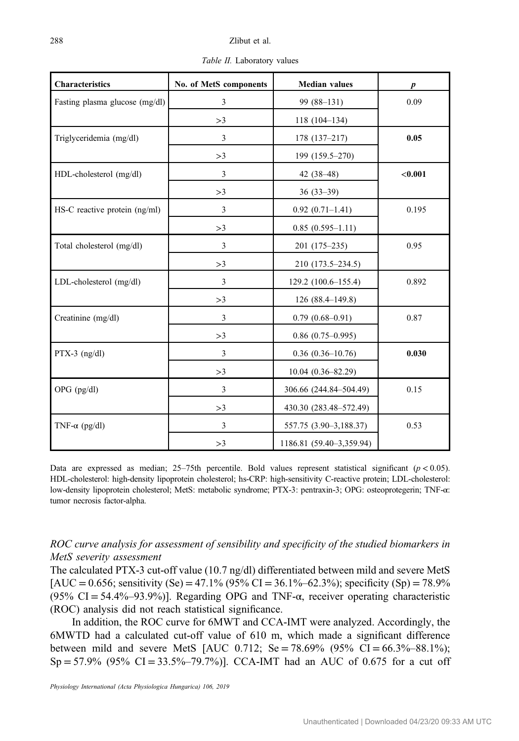*Table II.* Laboratory values

| Characteristics | No. of MetS components | Median values | *p* |
|---|---|---|---|
| Fasting plasma glucose (mg/dl) | 3 | 99 (88–131) | 0.09 |
| | >3 | 118 (104–134) | |
| Triglyceridemia (mg/dl) | 3 | 178 (137–217) | **0.05** |
| | >3 | 199 (159.5–270) | |
| HDL-cholesterol (mg/dl) | 3 | 42 (38–48) | **<0.001** |
| | >3 | 36 (33–39) | |
| HS-C reactive protein (ng/ml) | 3 | 0.92 (0.71–1.41) | 0.195 |
| | >3 | 0.85 (0.595–1.11) | |
| Total cholesterol (mg/dl) | 3 | 201 (175–235) | 0.95 |
| | >3 | 210 (173.5–234.5) | |
| LDL-cholesterol (mg/dl) | 3 | 129.2 (100.6–155.4) | 0.892 |
| | >3 | 126 (88.4–149.8) | |
| Creatinine (mg/dl) | 3 | 0.79 (0.68–0.91) | 0.87 |
| | >3 | 0.86 (0.75–0.995) | |
| PTX-3 (ng/dl) | 3 | 0.36 (0.36–10.76) | **0.030** |
| | >3 | 10.04 (0.36–82.29) | |
| OPG (pg/dl) | 3 | 306.66 (244.84–504.49) | 0.15 |
| | >3 | 430.30 (283.48–572.49) | |
| TNF-α (pg/dl) | 3 | 557.75 (3.90–3,188.37) | 0.53 |
| | >3 | 1186.81 (59.40–3,359.94) | |

Data are expressed as median; 25–75th percentile. Bold values represent statistical significant ($p < 0.05$). HDL-cholesterol: high-density lipoprotein cholesterol; hs-CRP: high-sensitivity C-reactive protein; LDL-cholesterol: low-density lipoprotein cholesterol; MetS: metabolic syndrome; PTX-3: pentraxin-3; OPG: osteoprotegerin; TNF-α: tumor necrosis factor-alpha.

### *ROC curve analysis for assessment of sensibility and specificity of the studied biomarkers in MetS severity assessment*

The calculated PTX-3 cut-off value (10.7 ng/dl) differentiated between mild and severe MetS [AUC = 0.656; sensitivity (Se) = 47.1% (95% CI = 36.1%–62.3%); specificity (Sp) = 78.9% (95% CI = 54.4%–93.9%)]. Regarding OPG and TNF-α, receiver operating characteristic (ROC) analysis did not reach statistical significance.

In addition, the ROC curve for 6MWT and CCA-IMT were analyzed. Accordingly, the 6MWTD had a calculated cut-off value of 610 m, which made a significant difference between mild and severe MetS [AUC 0.712; Se = 78.69% (95% CI = 66.3%–88.1%); Sp = 57.9% (95% CI = 33.5%–79.7%)]. CCA-IMT had an AUC of 0.675 for a cut off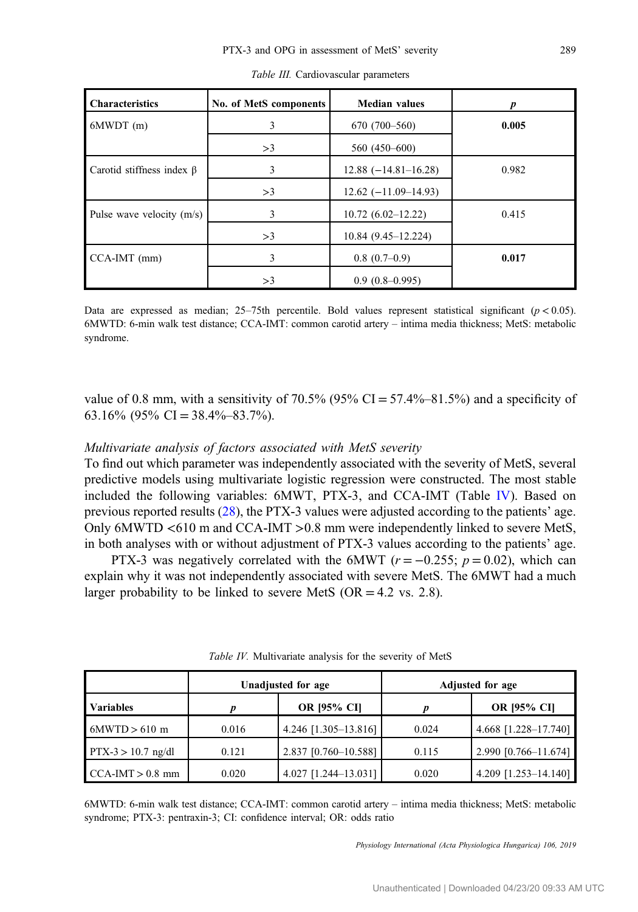*Table III.* Cardiovascular parameters

| Characteristics | No. of MetS components | Median values | $p$ |
|---|---|---|---|
| 6MWDT (m) | 3 | 670 (700–560) | **0.005** |
| | >3 | 560 (450–600) | |
| Carotid stiffness index β | 3 | 12.88 (−14.81–16.28) | 0.982 |
| | >3 | 12.62 (−11.09–14.93) | |
| Pulse wave velocity (m/s) | 3 | 10.72 (6.02–12.22) | 0.415 |
| | >3 | 10.84 (9.45–12.224) | |
| CCA-IMT (mm) | 3 | 0.8 (0.7–0.9) | **0.017** |
| | >3 | 0.9 (0.8–0.995) | |

Data are expressed as median; 25–75th percentile. Bold values represent statistical significant ($p < 0.05$). 6MWTD: 6-min walk test distance; CCA-IMT: common carotid artery – intima media thickness; MetS: metabolic syndrome.

value of 0.8 mm, with a sensitivity of 70.5% (95% CI = 57.4%–81.5%) and a specificity of 63.16% (95% CI = 38.4%–83.7%).

*Multivariate analysis of factors associated with MetS severity*

To find out which parameter was independently associated with the severity of MetS, several predictive models using multivariate logistic regression were constructed. The most stable included the following variables: 6MWT, PTX-3, and CCA-IMT (Table IV). Based on previous reported results (28), the PTX-3 values were adjusted according to the patients' age. Only 6MWTD <610 m and CCA-IMT >0.8 mm were independently linked to severe MetS, in both analyses with or without adjustment of PTX-3 values according to the patients' age.

PTX-3 was negatively correlated with the 6MWT ($r = -0.255$; $p = 0.02$), which can explain why it was not independently associated with severe MetS. The 6MWT had a much larger probability to be linked to severe MetS (OR = 4.2 vs. 2.8).

*Table IV.* Multivariate analysis for the severity of MetS

| | Unadjusted for age | | Adjusted for age | |
|---|---|---|---|---|
| **Variables** | $p$ | **OR [95% CI]** | $p$ | **OR [95% CI]** |
| 6MWTD > 610 m | 0.016 | 4.246 [1.305–13.816] | 0.024 | 4.668 [1.228–17.740] |
| PTX-3 > 10.7 ng/dl | 0.121 | 2.837 [0.760–10.588] | 0.115 | 2.990 [0.766–11.674] |
| CCA-IMT > 0.8 mm | 0.020 | 4.027 [1.244–13.031] | 0.020 | 4.209 [1.253–14.140] |

6MWTD: 6-min walk test distance; CCA-IMT: common carotid artery – intima media thickness; MetS: metabolic syndrome; PTX-3: pentraxin-3; CI: confidence interval; OR: odds ratio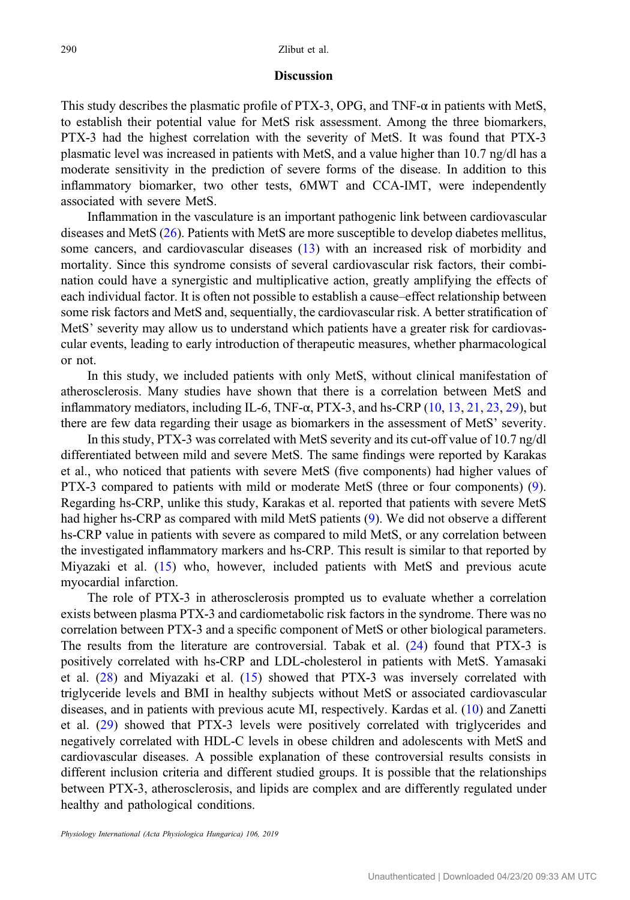## Discussion

This study describes the plasmatic profile of PTX-3, OPG, and TNF-α in patients with MetS, to establish their potential value for MetS risk assessment. Among the three biomarkers, PTX-3 had the highest correlation with the severity of MetS. It was found that PTX-3 plasmatic level was increased in patients with MetS, and a value higher than 10.7 ng/dl has a moderate sensitivity in the prediction of severe forms of the disease. In addition to this inflammatory biomarker, two other tests, 6MWT and CCA-IMT, were independently associated with severe MetS.

Inflammation in the vasculature is an important pathogenic link between cardiovascular diseases and MetS (26). Patients with MetS are more susceptible to develop diabetes mellitus, some cancers, and cardiovascular diseases (13) with an increased risk of morbidity and mortality. Since this syndrome consists of several cardiovascular risk factors, their combination could have a synergistic and multiplicative action, greatly amplifying the effects of each individual factor. It is often not possible to establish a cause–effect relationship between some risk factors and MetS and, sequentially, the cardiovascular risk. A better stratification of MetS' severity may allow us to understand which patients have a greater risk for cardiovascular events, leading to early introduction of therapeutic measures, whether pharmacological or not.

In this study, we included patients with only MetS, without clinical manifestation of atherosclerosis. Many studies have shown that there is a correlation between MetS and inflammatory mediators, including IL-6, TNF-α, PTX-3, and hs-CRP (10, 13, 21, 23, 29), but there are few data regarding their usage as biomarkers in the assessment of MetS' severity.

In this study, PTX-3 was correlated with MetS severity and its cut-off value of 10.7 ng/dl differentiated between mild and severe MetS. The same findings were reported by Karakas et al., who noticed that patients with severe MetS (five components) had higher values of PTX-3 compared to patients with mild or moderate MetS (three or four components) (9). Regarding hs-CRP, unlike this study, Karakas et al. reported that patients with severe MetS had higher hs-CRP as compared with mild MetS patients (9). We did not observe a different hs-CRP value in patients with severe as compared to mild MetS, or any correlation between the investigated inflammatory markers and hs-CRP. This result is similar to that reported by Miyazaki et al. (15) who, however, included patients with MetS and previous acute myocardial infarction.

The role of PTX-3 in atherosclerosis prompted us to evaluate whether a correlation exists between plasma PTX-3 and cardiometabolic risk factors in the syndrome. There was no correlation between PTX-3 and a specific component of MetS or other biological parameters. The results from the literature are controversial. Tabak et al. (24) found that PTX-3 is positively correlated with hs-CRP and LDL-cholesterol in patients with MetS. Yamasaki et al. (28) and Miyazaki et al. (15) showed that PTX-3 was inversely correlated with triglyceride levels and BMI in healthy subjects without MetS or associated cardiovascular diseases, and in patients with previous acute MI, respectively. Kardas et al. (10) and Zanetti et al. (29) showed that PTX-3 levels were positively correlated with triglycerides and negatively correlated with HDL-C levels in obese children and adolescents with MetS and cardiovascular diseases. A possible explanation of these controversial results consists in different inclusion criteria and different studied groups. It is possible that the relationships between PTX-3, atherosclerosis, and lipids are complex and are differently regulated under healthy and pathological conditions.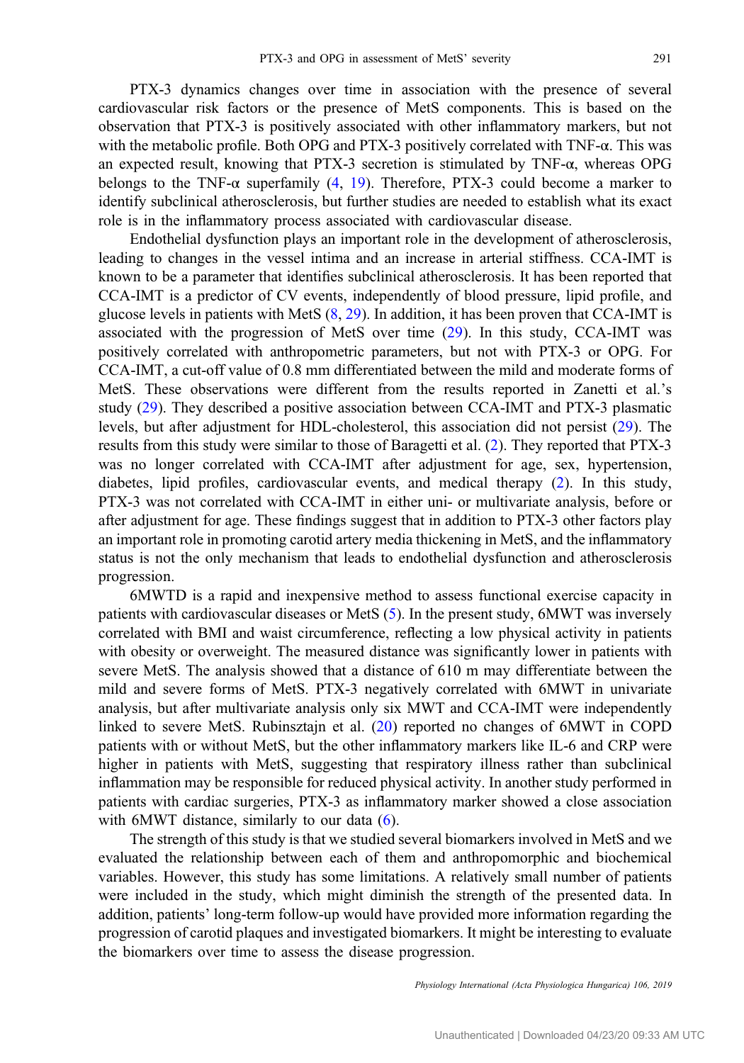PTX-3 dynamics changes over time in association with the presence of several cardiovascular risk factors or the presence of MetS components. This is based on the observation that PTX-3 is positively associated with other inflammatory markers, but not with the metabolic profile. Both OPG and PTX-3 positively correlated with TNF-α. This was an expected result, knowing that PTX-3 secretion is stimulated by TNF-α, whereas OPG belongs to the TNF-α superfamily (4, 19). Therefore, PTX-3 could become a marker to identify subclinical atherosclerosis, but further studies are needed to establish what its exact role is in the inflammatory process associated with cardiovascular disease.

Endothelial dysfunction plays an important role in the development of atherosclerosis, leading to changes in the vessel intima and an increase in arterial stiffness. CCA-IMT is known to be a parameter that identifies subclinical atherosclerosis. It has been reported that CCA-IMT is a predictor of CV events, independently of blood pressure, lipid profile, and glucose levels in patients with MetS (8, 29). In addition, it has been proven that CCA-IMT is associated with the progression of MetS over time (29). In this study, CCA-IMT was positively correlated with anthropometric parameters, but not with PTX-3 or OPG. For CCA-IMT, a cut-off value of 0.8 mm differentiated between the mild and moderate forms of MetS. These observations were different from the results reported in Zanetti et al.'s study (29). They described a positive association between CCA-IMT and PTX-3 plasmatic levels, but after adjustment for HDL-cholesterol, this association did not persist (29). The results from this study were similar to those of Baragetti et al. (2). They reported that PTX-3 was no longer correlated with CCA-IMT after adjustment for age, sex, hypertension, diabetes, lipid profiles, cardiovascular events, and medical therapy (2). In this study, PTX-3 was not correlated with CCA-IMT in either uni- or multivariate analysis, before or after adjustment for age. These findings suggest that in addition to PTX-3 other factors play an important role in promoting carotid artery media thickening in MetS, and the inflammatory status is not the only mechanism that leads to endothelial dysfunction and atherosclerosis progression.

6MWTD is a rapid and inexpensive method to assess functional exercise capacity in patients with cardiovascular diseases or MetS (5). In the present study, 6MWT was inversely correlated with BMI and waist circumference, reflecting a low physical activity in patients with obesity or overweight. The measured distance was significantly lower in patients with severe MetS. The analysis showed that a distance of 610 m may differentiate between the mild and severe forms of MetS. PTX-3 negatively correlated with 6MWT in univariate analysis, but after multivariate analysis only six MWT and CCA-IMT were independently linked to severe MetS. Rubinsztajn et al. (20) reported no changes of 6MWT in COPD patients with or without MetS, but the other inflammatory markers like IL-6 and CRP were higher in patients with MetS, suggesting that respiratory illness rather than subclinical inflammation may be responsible for reduced physical activity. In another study performed in patients with cardiac surgeries, PTX-3 as inflammatory marker showed a close association with 6MWT distance, similarly to our data (6).

The strength of this study is that we studied several biomarkers involved in MetS and we evaluated the relationship between each of them and anthropomorphic and biochemical variables. However, this study has some limitations. A relatively small number of patients were included in the study, which might diminish the strength of the presented data. In addition, patients' long-term follow-up would have provided more information regarding the progression of carotid plaques and investigated biomarkers. It might be interesting to evaluate the biomarkers over time to assess the disease progression.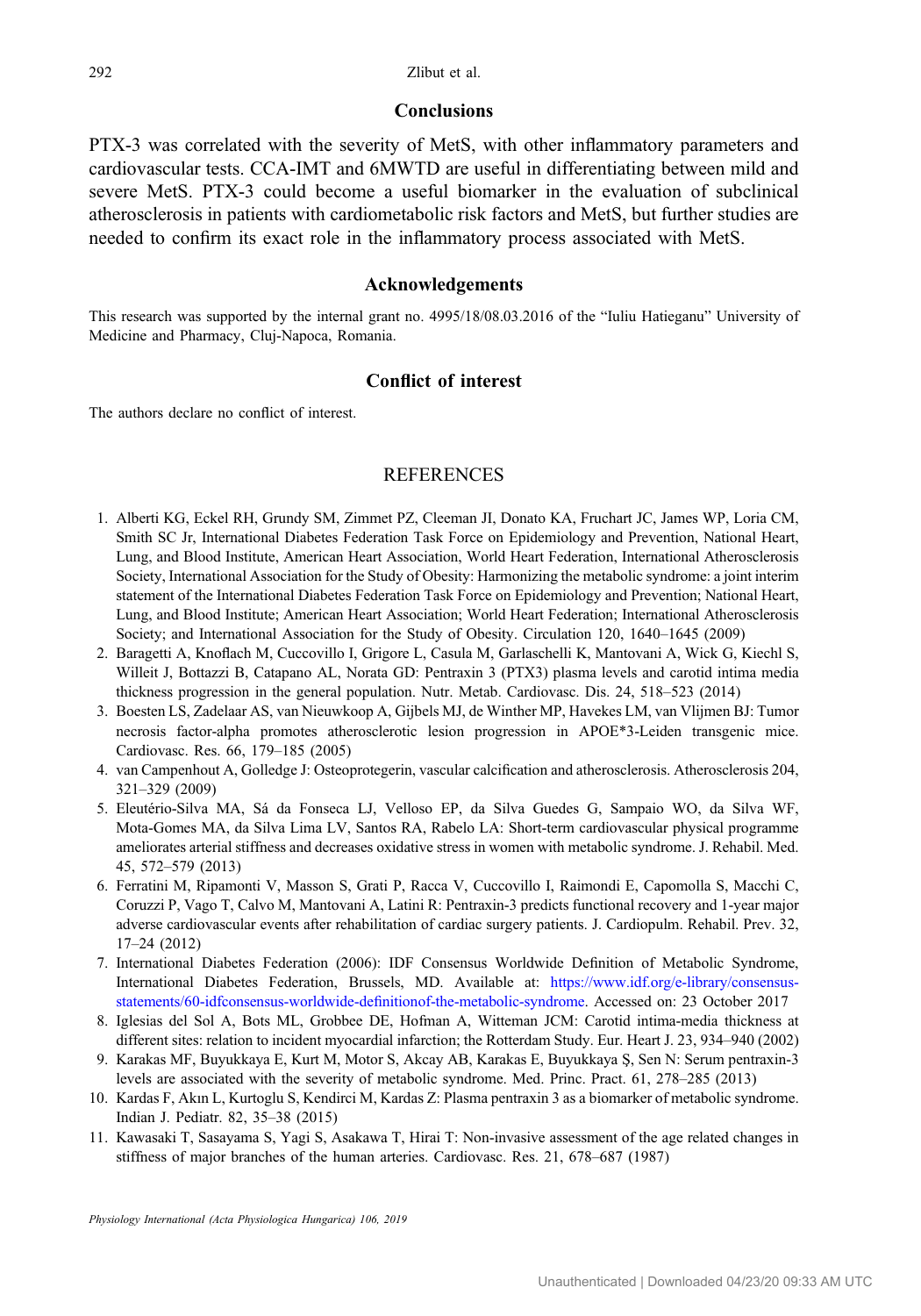## Conclusions

PTX-3 was correlated with the severity of MetS, with other inflammatory parameters and cardiovascular tests. CCA-IMT and 6MWTD are useful in differentiating between mild and severe MetS. PTX-3 could become a useful biomarker in the evaluation of subclinical atherosclerosis in patients with cardiometabolic risk factors and MetS, but further studies are needed to confirm its exact role in the inflammatory process associated with MetS.

## Acknowledgements

This research was supported by the internal grant no. 4995/18/08.03.2016 of the "Iuliu Hatieganu" University of Medicine and Pharmacy, Cluj-Napoca, Romania.

## Conflict of interest

The authors declare no conflict of interest.

## REFERENCES

1. Alberti KG, Eckel RH, Grundy SM, Zimmet PZ, Cleeman JI, Donato KA, Fruchart JC, James WP, Loria CM, Smith SC Jr, International Diabetes Federation Task Force on Epidemiology and Prevention, National Heart, Lung, and Blood Institute, American Heart Association, World Heart Federation, International Atherosclerosis Society, International Association for the Study of Obesity: Harmonizing the metabolic syndrome: a joint interim statement of the International Diabetes Federation Task Force on Epidemiology and Prevention; National Heart, Lung, and Blood Institute; American Heart Association; World Heart Federation; International Atherosclerosis Society; and International Association for the Study of Obesity. Circulation 120, 1640–1645 (2009)
2. Baragetti A, Knoflach M, Cuccovillo I, Grigore L, Casula M, Garlaschelli K, Mantovani A, Wick G, Kiechl S, Willeit J, Bottazzi B, Catapano AL, Norata GD: Pentraxin 3 (PTX3) plasma levels and carotid intima media thickness progression in the general population. Nutr. Metab. Cardiovasc. Dis. 24, 518–523 (2014)
3. Boesten LS, Zadelaar AS, van Nieuwkoop A, Gijbels MJ, de Winther MP, Havekes LM, van Vlijmen BJ: Tumor necrosis factor-alpha promotes atherosclerotic lesion progression in APOE*3-Leiden transgenic mice. Cardiovasc. Res. 66, 179–185 (2005)
4. van Campenhout A, Golledge J: Osteoprotegerin, vascular calcification and atherosclerosis. Atherosclerosis 204, 321–329 (2009)
5. Eleutério-Silva MA, Sá da Fonseca LJ, Velloso EP, da Silva Guedes G, Sampaio WO, da Silva WF, Mota-Gomes MA, da Silva Lima LV, Santos RA, Rabelo LA: Short-term cardiovascular physical programme ameliorates arterial stiffness and decreases oxidative stress in women with metabolic syndrome. J. Rehabil. Med. 45, 572–579 (2013)
6. Ferratini M, Ripamonti V, Masson S, Grati P, Racca V, Cuccovillo I, Raimondi E, Capomolla S, Macchi C, Coruzzi P, Vago T, Calvo M, Mantovani A, Latini R: Pentraxin-3 predicts functional recovery and 1-year major adverse cardiovascular events after rehabilitation of cardiac surgery patients. J. Cardiopulm. Rehabil. Prev. 32, 17–24 (2012)
7. International Diabetes Federation (2006): IDF Consensus Worldwide Definition of Metabolic Syndrome, International Diabetes Federation, Brussels, MD. Available at: https://www.idf.org/e-library/consensus-statements/60-idfconsensus-worldwide-definitionof-the-metabolic-syndrome. Accessed on: 23 October 2017
8. Iglesias del Sol A, Bots ML, Grobbee DE, Hofman A, Witteman JCM: Carotid intima-media thickness at different sites: relation to incident myocardial infarction; the Rotterdam Study. Eur. Heart J. 23, 934–940 (2002)
9. Karakas MF, Buyukkaya E, Kurt M, Motor S, Akcay AB, Karakas E, Buyukkaya Ş, Sen N: Serum pentraxin-3 levels are associated with the severity of metabolic syndrome. Med. Princ. Pract. 61, 278–285 (2013)
10. Kardas F, Akın L, Kurtoglu S, Kendirci M, Kardas Z: Plasma pentraxin 3 as a biomarker of metabolic syndrome. Indian J. Pediatr. 82, 35–38 (2015)
11. Kawasaki T, Sasayama S, Yagi S, Asakawa T, Hirai T: Non-invasive assessment of the age related changes in stiffness of major branches of the human arteries. Cardiovasc. Res. 21, 678–687 (1987)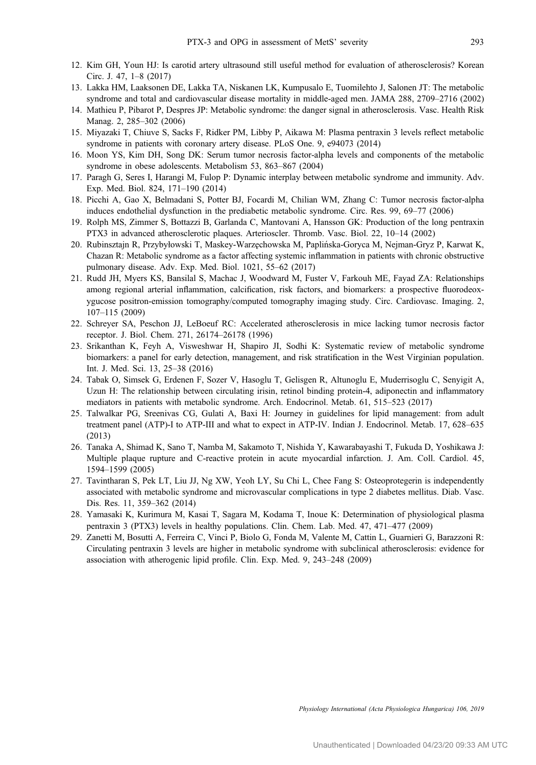12. Kim GH, Youn HJ: Is carotid artery ultrasound still useful method for evaluation of atherosclerosis? Korean Circ. J. 47, 1–8 (2017)
13. Lakka HM, Laaksonen DE, Lakka TA, Niskanen LK, Kumpusalo E, Tuomilehto J, Salonen JT: The metabolic syndrome and total and cardiovascular disease mortality in middle-aged men. JAMA 288, 2709–2716 (2002)
14. Mathieu P, Pibarot P, Despres JP: Metabolic syndrome: the danger signal in atherosclerosis. Vasc. Health Risk Manag. 2, 285–302 (2006)
15. Miyazaki T, Chiuve S, Sacks F, Ridker PM, Libby P, Aikawa M: Plasma pentraxin 3 levels reflect metabolic syndrome in patients with coronary artery disease. PLoS One. 9, e94073 (2014)
16. Moon YS, Kim DH, Song DK: Serum tumor necrosis factor-alpha levels and components of the metabolic syndrome in obese adolescents. Metabolism 53, 863–867 (2004)
17. Paragh G, Seres I, Harangi M, Fulop P: Dynamic interplay between metabolic syndrome and immunity. Adv. Exp. Med. Biol. 824, 171–190 (2014)
18. Picchi A, Gao X, Belmadani S, Potter BJ, Focardi M, Chilian WM, Zhang C: Tumor necrosis factor-alpha induces endothelial dysfunction in the prediabetic metabolic syndrome. Circ. Res. 99, 69–77 (2006)
19. Rolph MS, Zimmer S, Bottazzi B, Garlanda C, Mantovani A, Hansson GK: Production of the long pentraxin PTX3 in advanced atherosclerotic plaques. Arterioscler. Thromb. Vasc. Biol. 22, 10–14 (2002)
20. Rubinsztajn R, Przybyłowski T, Maskey-Warzęchowska M, Paplińska-Goryca M, Nejman-Gryz P, Karwat K, Chazan R: Metabolic syndrome as a factor affecting systemic inflammation in patients with chronic obstructive pulmonary disease. Adv. Exp. Med. Biol. 1021, 55–62 (2017)
21. Rudd JH, Myers KS, Bansilal S, Machac J, Woodward M, Fuster V, Farkouh ME, Fayad ZA: Relationships among regional arterial inflammation, calcification, risk factors, and biomarkers: a prospective fluorodeoxyglucose positron-emission tomography/computed tomography imaging study. Circ. Cardiovasc. Imaging. 2, 107–115 (2009)
22. Schreyer SA, Peschon JJ, LeBoeuf RC: Accelerated atherosclerosis in mice lacking tumor necrosis factor receptor. J. Biol. Chem. 271, 26174–26178 (1996)
23. Srikanthan K, Feyh A, Visweshwar H, Shapiro JI, Sodhi K: Systematic review of metabolic syndrome biomarkers: a panel for early detection, management, and risk stratification in the West Virginian population. Int. J. Med. Sci. 13, 25–38 (2016)
24. Tabak O, Simsek G, Erdenen F, Sozer V, Hasoglu T, Gelisgen R, Altunoglu E, Muderrisoglu C, Senyigit A, Uzun H: The relationship between circulating irisin, retinol binding protein-4, adiponectin and inflammatory mediators in patients with metabolic syndrome. Arch. Endocrinol. Metab. 61, 515–523 (2017)
25. Talwalkar PG, Sreenivas CG, Gulati A, Baxi H: Journey in guidelines for lipid management: from adult treatment panel (ATP)-I to ATP-III and what to expect in ATP-IV. Indian J. Endocrinol. Metab. 17, 628–635 (2013)
26. Tanaka A, Shimad K, Sano T, Namba M, Sakamoto T, Nishida Y, Kawarabayashi T, Fukuda D, Yoshikawa J: Multiple plaque rupture and C-reactive protein in acute myocardial infarction. J. Am. Coll. Cardiol. 45, 1594–1599 (2005)
27. Tavintharan S, Pek LT, Liu JJ, Ng XW, Yeoh LY, Su Chi L, Chee Fang S: Osteoprotegerin is independently associated with metabolic syndrome and microvascular complications in type 2 diabetes mellitus. Diab. Vasc. Dis. Res. 11, 359–362 (2014)
28. Yamasaki K, Kurimura M, Kasai T, Sagara M, Kodama T, Inoue K: Determination of physiological plasma pentraxin 3 (PTX3) levels in healthy populations. Clin. Chem. Lab. Med. 47, 471–477 (2009)
29. Zanetti M, Bosutti A, Ferreira C, Vinci P, Biolo G, Fonda M, Valente M, Cattin L, Guarnieri G, Barazzoni R: Circulating pentraxin 3 levels are higher in metabolic syndrome with subclinical atherosclerosis: evidence for association with atherogenic lipid profile. Clin. Exp. Med. 9, 243–248 (2009)